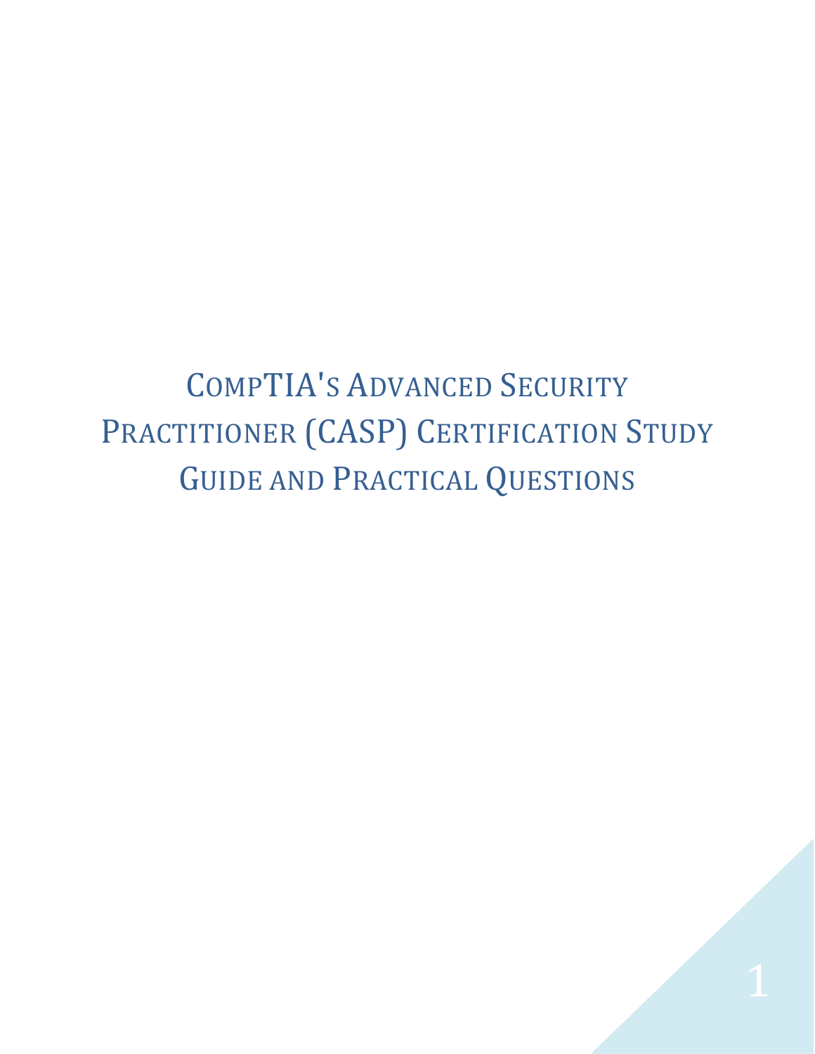# CompTIA's Advanced Security Practitioner (CASP) Certification Study Guide and Practical Questions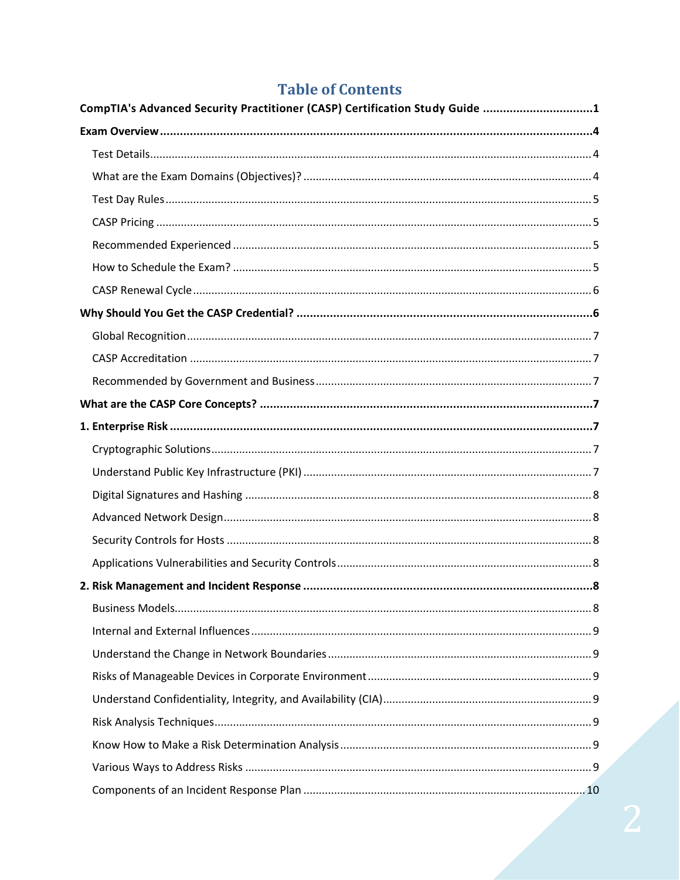# Table of Contents

**CompTIA's Advanced Security Practitioner (CASP) Certification Study Guide** ..... **1**

**Exam Overview** ..... **4**

- Test Details ..... 4
- What are the Exam Domains (Objectives)? ..... 4
- Test Day Rules ..... 5
- CASP Pricing ..... 5
- Recommended Experienced ..... 5
- How to Schedule the Exam? ..... 5
- CASP Renewal Cycle ..... 6

**Why Should You Get the CASP Credential?** ..... **6**

- Global Recognition ..... 7
- CASP Accreditation ..... 7
- Recommended by Government and Business ..... 7

**What are the CASP Core Concepts?** ..... **7**

**1. Enterprise Risk** ..... **7**

- Cryptographic Solutions ..... 7
- Understand Public Key Infrastructure (PKI) ..... 7
- Digital Signatures and Hashing ..... 8
- Advanced Network Design ..... 8
- Security Controls for Hosts ..... 8
- Applications Vulnerabilities and Security Controls ..... 8

**2. Risk Management and Incident Response** ..... **8**

- Business Models ..... 8
- Internal and External Influences ..... 9
- Understand the Change in Network Boundaries ..... 9
- Risks of Manageable Devices in Corporate Environment ..... 9
- Understand Confidentiality, Integrity, and Availability (CIA) ..... 9
- Risk Analysis Techniques ..... 9
- Know How to Make a Risk Determination Analysis ..... 9
- Various Ways to Address Risks ..... 9
- Components of an Incident Response Plan ..... 10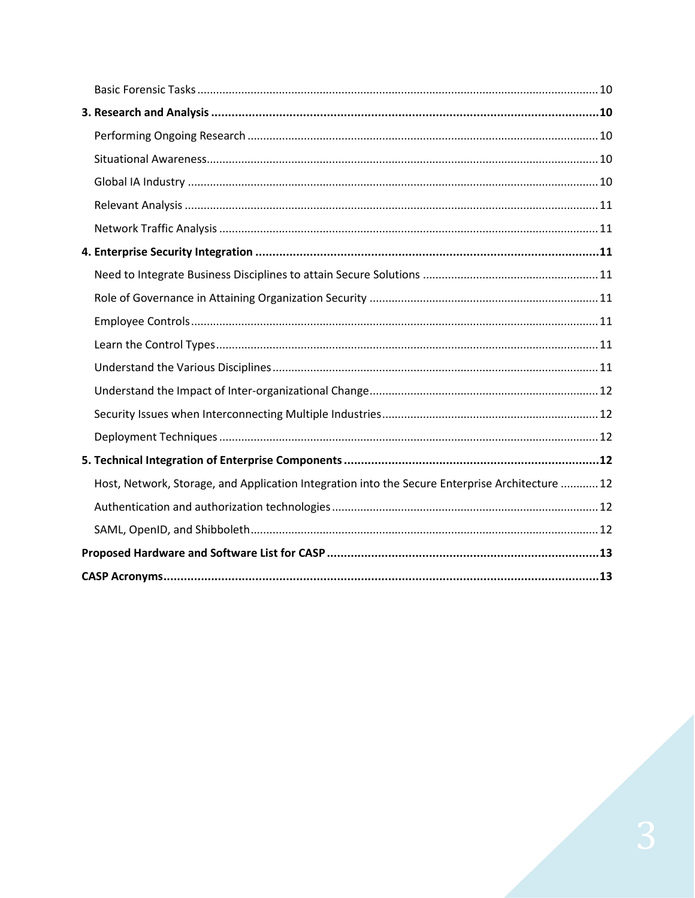- Basic Forensic Tasks ..... 10

**3. Research and Analysis ..... 10**

- Performing Ongoing Research ..... 10
- Situational Awareness ..... 10
- Global IA Industry ..... 10
- Relevant Analysis ..... 11
- Network Traffic Analysis ..... 11

**4. Enterprise Security Integration ..... 11**

- Need to Integrate Business Disciplines to attain Secure Solutions ..... 11
- Role of Governance in Attaining Organization Security ..... 11
- Employee Controls ..... 11
- Learn the Control Types ..... 11
- Understand the Various Disciplines ..... 11
- Understand the Impact of Inter-organizational Change ..... 12
- Security Issues when Interconnecting Multiple Industries ..... 12
- Deployment Techniques ..... 12

**5. Technical Integration of Enterprise Components ..... 12**

- Host, Network, Storage, and Application Integration into the Secure Enterprise Architecture ..... 12
- Authentication and authorization technologies ..... 12
- SAML, OpenID, and Shibboleth ..... 12

**Proposed Hardware and Software List for CASP ..... 13**

**CASP Acronyms ..... 13**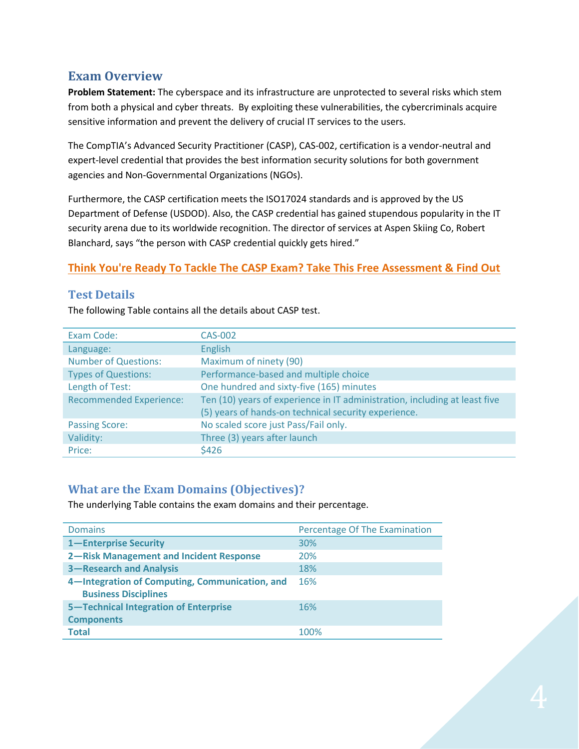## Exam Overview

**Problem Statement:** The cyberspace and its infrastructure are unprotected to several risks which stem from both a physical and cyber threats. By exploiting these vulnerabilities, the cybercriminals acquire sensitive information and prevent the delivery of crucial IT services to the users.

The CompTIA's Advanced Security Practitioner (CASP), CAS-002, certification is a vendor-neutral and expert-level credential that provides the best information security solutions for both government agencies and Non-Governmental Organizations (NGOs).

Furthermore, the CASP certification meets the ISO17024 standards and is approved by the US Department of Defense (USDOD). Also, the CASP credential has gained stupendous popularity in the IT security arena due to its worldwide recognition. The director of services at Aspen Skiing Co, Robert Blanchard, says "the person with CASP credential quickly gets hired."

**Think You're Ready To Tackle The CASP Exam? Take This Free Assessment & Find Out**

### Test Details

The following Table contains all the details about CASP test.

| Exam Code: | CAS-002 |
|---|---|
| Language: | English |
| Number of Questions: | Maximum of ninety (90) |
| Types of Questions: | Performance-based and multiple choice |
| Length of Test: | One hundred and sixty-five (165) minutes |
| Recommended Experience: | Ten (10) years of experience in IT administration, including at least five (5) years of hands-on technical security experience. |
| Passing Score: | No scaled score just Pass/Fail only. |
| Validity: | Three (3) years after launch |
| Price: | $426 |

### What are the Exam Domains (Objectives)?

The underlying Table contains the exam domains and their percentage.

| Domains | Percentage Of The Examination |
|---|---|
| **1—Enterprise Security** | 30% |
| **2—Risk Management and Incident Response** | 20% |
| **3—Research and Analysis** | 18% |
| **4—Integration of Computing, Communication, and Business Disciplines** | 16% |
| **5—Technical Integration of Enterprise Components** | 16% |
| **Total** | 100% |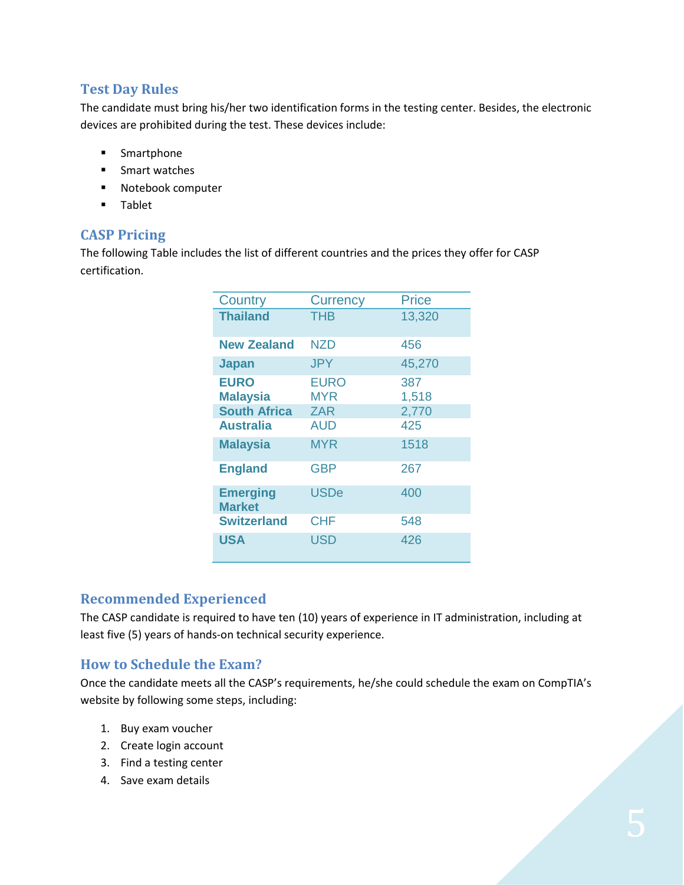### Test Day Rules

The candidate must bring his/her two identification forms in the testing center. Besides, the electronic devices are prohibited during the test. These devices include:

- Smartphone
- Smart watches
- Notebook computer
- Tablet

### CASP Pricing

The following Table includes the list of different countries and the prices they offer for CASP certification.

| Country | Currency | Price |
|---|---|---|
| **Thailand** | THB | 13,320 |
| **New Zealand** | NZD | 456 |
| **Japan** | JPY | 45,270 |
| **EURO** | EURO | 387 |
| **Malaysia** | MYR | 1,518 |
| **South Africa** | ZAR | 2,770 |
| **Australia** | AUD | 425 |
| **Malaysia** | MYR | 1518 |
| **England** | GBP | 267 |
| **Emerging Market** | USDe | 400 |
| **Switzerland** | CHF | 548 |
| **USA** | USD | 426 |

### Recommended Experienced

The CASP candidate is required to have ten (10) years of experience in IT administration, including at least five (5) years of hands-on technical security experience.

### How to Schedule the Exam?

Once the candidate meets all the CASP's requirements, he/she could schedule the exam on CompTIA's website by following some steps, including:

1. Buy exam voucher
2. Create login account
3. Find a testing center
4. Save exam details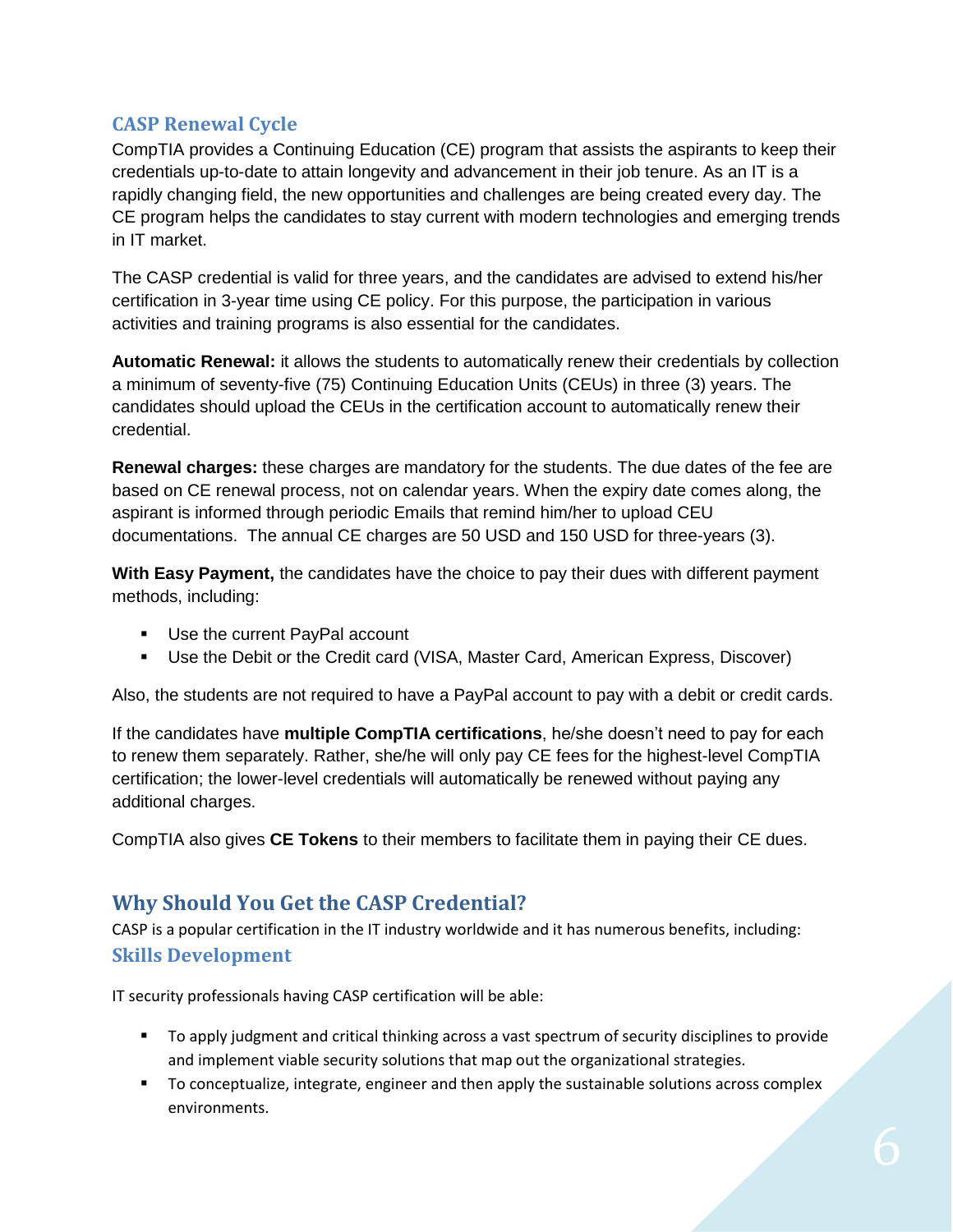## CASP Renewal Cycle

CompTIA provides a Continuing Education (CE) program that assists the aspirants to keep their credentials up-to-date to attain longevity and advancement in their job tenure. As an IT is a rapidly changing field, the new opportunities and challenges are being created every day. The CE program helps the candidates to stay current with modern technologies and emerging trends in IT market.

The CASP credential is valid for three years, and the candidates are advised to extend his/her certification in 3-year time using CE policy. For this purpose, the participation in various activities and training programs is also essential for the candidates.

**Automatic Renewal:** it allows the students to automatically renew their credentials by collection a minimum of seventy-five (75) Continuing Education Units (CEUs) in three (3) years. The candidates should upload the CEUs in the certification account to automatically renew their credential.

**Renewal charges:** these charges are mandatory for the students. The due dates of the fee are based on CE renewal process, not on calendar years. When the expiry date comes along, the aspirant is informed through periodic Emails that remind him/her to upload CEU documentations. The annual CE charges are 50 USD and 150 USD for three-years (3).

**With Easy Payment,** the candidates have the choice to pay their dues with different payment methods, including:

- Use the current PayPal account
- Use the Debit or the Credit card (VISA, Master Card, American Express, Discover)

Also, the students are not required to have a PayPal account to pay with a debit or credit cards.

If the candidates have **multiple CompTIA certifications**, he/she doesn't need to pay for each to renew them separately. Rather, she/he will only pay CE fees for the highest-level CompTIA certification; the lower-level credentials will automatically be renewed without paying any additional charges.

CompTIA also gives **CE Tokens** to their members to facilitate them in paying their CE dues.

## Why Should You Get the CASP Credential?

CASP is a popular certification in the IT industry worldwide and it has numerous benefits, including:

### Skills Development

IT security professionals having CASP certification will be able:

- To apply judgment and critical thinking across a vast spectrum of security disciplines to provide and implement viable security solutions that map out the organizational strategies.
- To conceptualize, integrate, engineer and then apply the sustainable solutions across complex environments.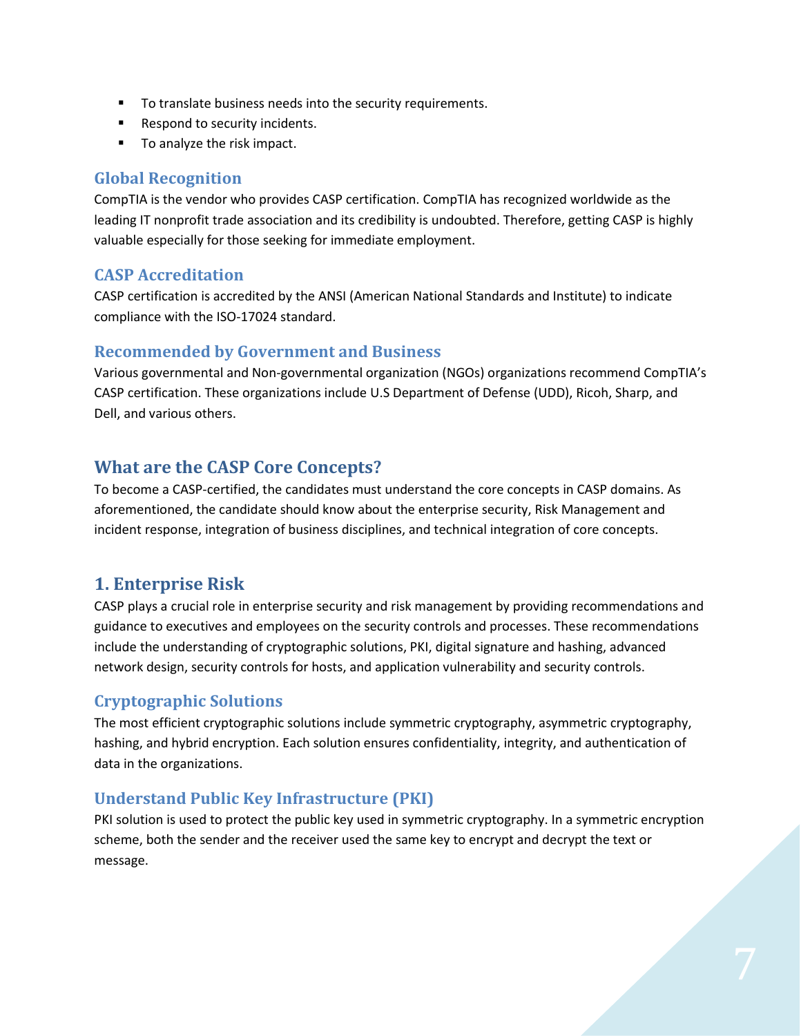- To translate business needs into the security requirements.
- Respond to security incidents.
- To analyze the risk impact.

### Global Recognition

CompTIA is the vendor who provides CASP certification. CompTIA has recognized worldwide as the leading IT nonprofit trade association and its credibility is undoubted. Therefore, getting CASP is highly valuable especially for those seeking for immediate employment.

### CASP Accreditation

CASP certification is accredited by the ANSI (American National Standards and Institute) to indicate compliance with the ISO-17024 standard.

### Recommended by Government and Business

Various governmental and Non-governmental organization (NGOs) organizations recommend CompTIA's CASP certification. These organizations include U.S Department of Defense (UDD), Ricoh, Sharp, and Dell, and various others.

## What are the CASP Core Concepts?

To become a CASP-certified, the candidates must understand the core concepts in CASP domains. As aforementioned, the candidate should know about the enterprise security, Risk Management and incident response, integration of business disciplines, and technical integration of core concepts.

## 1. Enterprise Risk

CASP plays a crucial role in enterprise security and risk management by providing recommendations and guidance to executives and employees on the security controls and processes. These recommendations include the understanding of cryptographic solutions, PKI, digital signature and hashing, advanced network design, security controls for hosts, and application vulnerability and security controls.

### Cryptographic Solutions

The most efficient cryptographic solutions include symmetric cryptography, asymmetric cryptography, hashing, and hybrid encryption. Each solution ensures confidentiality, integrity, and authentication of data in the organizations.

### Understand Public Key Infrastructure (PKI)

PKI solution is used to protect the public key used in symmetric cryptography. In a symmetric encryption scheme, both the sender and the receiver used the same key to encrypt and decrypt the text or message.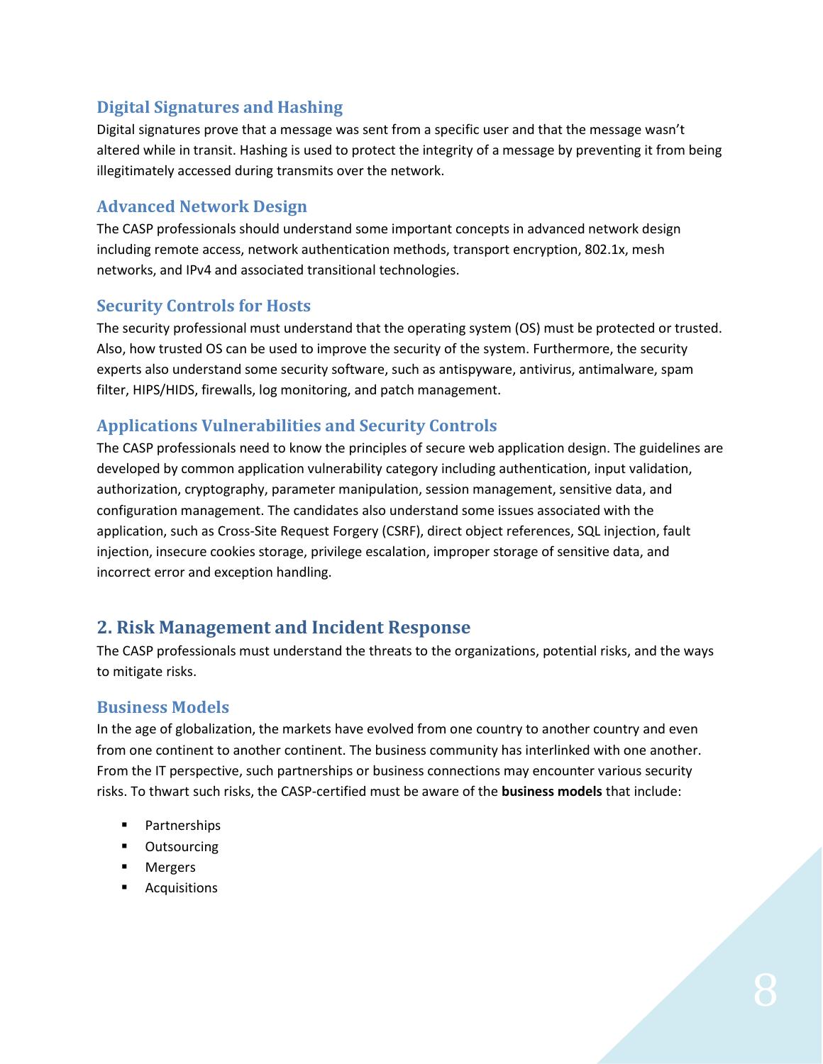### Digital Signatures and Hashing

Digital signatures prove that a message was sent from a specific user and that the message wasn't altered while in transit. Hashing is used to protect the integrity of a message by preventing it from being illegitimately accessed during transmits over the network.

### Advanced Network Design

The CASP professionals should understand some important concepts in advanced network design including remote access, network authentication methods, transport encryption, 802.1x, mesh networks, and IPv4 and associated transitional technologies.

### Security Controls for Hosts

The security professional must understand that the operating system (OS) must be protected or trusted. Also, how trusted OS can be used to improve the security of the system. Furthermore, the security experts also understand some security software, such as antispyware, antivirus, antimalware, spam filter, HIPS/HIDS, firewalls, log monitoring, and patch management.

### Applications Vulnerabilities and Security Controls

The CASP professionals need to know the principles of secure web application design. The guidelines are developed by common application vulnerability category including authentication, input validation, authorization, cryptography, parameter manipulation, session management, sensitive data, and configuration management. The candidates also understand some issues associated with the application, such as Cross-Site Request Forgery (CSRF), direct object references, SQL injection, fault injection, insecure cookies storage, privilege escalation, improper storage of sensitive data, and incorrect error and exception handling.

## 2. Risk Management and Incident Response

The CASP professionals must understand the threats to the organizations, potential risks, and the ways to mitigate risks.

### Business Models

In the age of globalization, the markets have evolved from one country to another country and even from one continent to another continent. The business community has interlinked with one another. From the IT perspective, such partnerships or business connections may encounter various security risks. To thwart such risks, the CASP-certified must be aware of the **business models** that include:

- Partnerships
- Outsourcing
- Mergers
- Acquisitions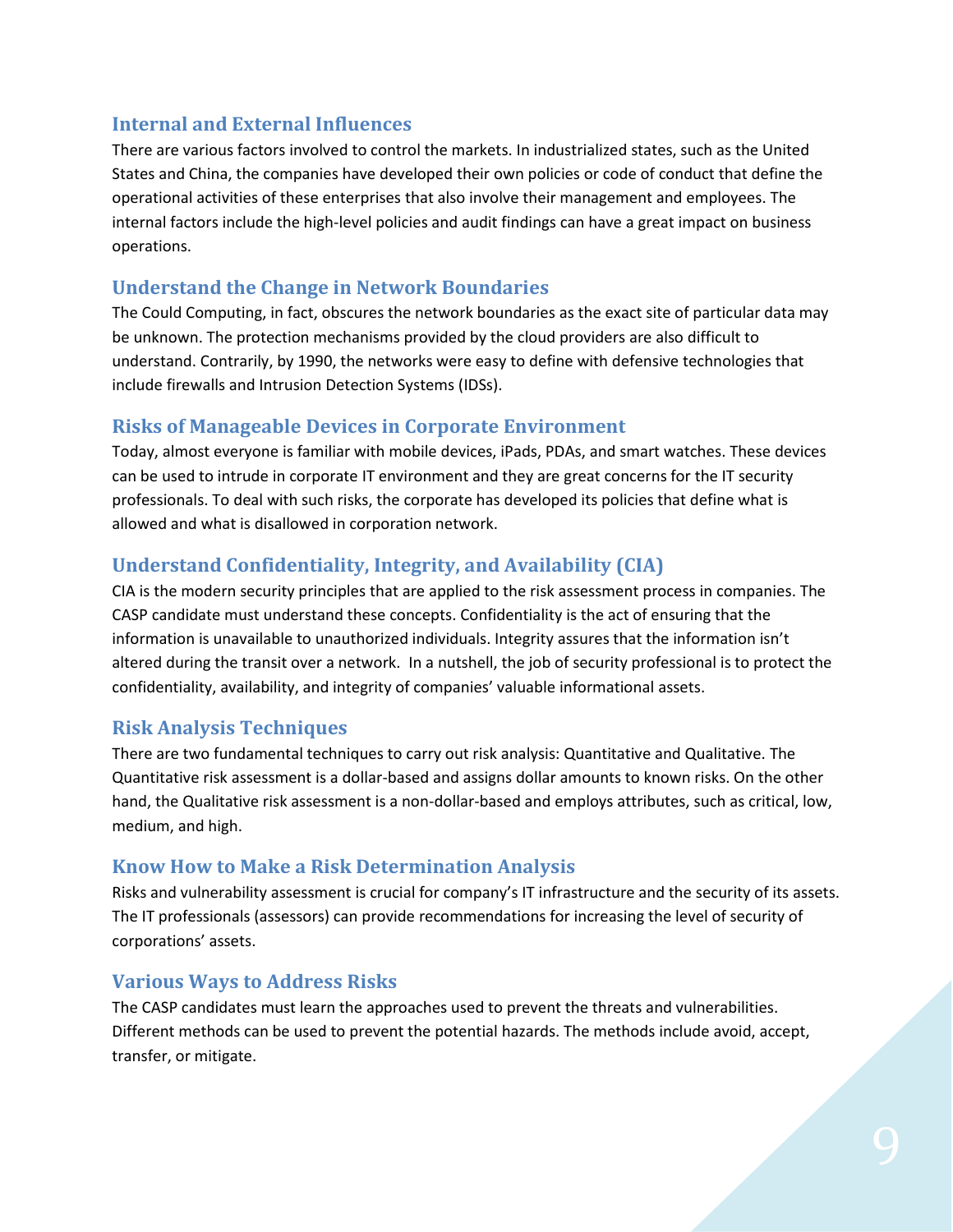## Internal and External Influences

There are various factors involved to control the markets. In industrialized states, such as the United States and China, the companies have developed their own policies or code of conduct that define the operational activities of these enterprises that also involve their management and employees. The internal factors include the high-level policies and audit findings can have a great impact on business operations.

## Understand the Change in Network Boundaries

The Could Computing, in fact, obscures the network boundaries as the exact site of particular data may be unknown. The protection mechanisms provided by the cloud providers are also difficult to understand. Contrarily, by 1990, the networks were easy to define with defensive technologies that include firewalls and Intrusion Detection Systems (IDSs).

## Risks of Manageable Devices in Corporate Environment

Today, almost everyone is familiar with mobile devices, iPads, PDAs, and smart watches. These devices can be used to intrude in corporate IT environment and they are great concerns for the IT security professionals. To deal with such risks, the corporate has developed its policies that define what is allowed and what is disallowed in corporation network.

## Understand Confidentiality, Integrity, and Availability (CIA)

CIA is the modern security principles that are applied to the risk assessment process in companies. The CASP candidate must understand these concepts. Confidentiality is the act of ensuring that the information is unavailable to unauthorized individuals. Integrity assures that the information isn't altered during the transit over a network. In a nutshell, the job of security professional is to protect the confidentiality, availability, and integrity of companies' valuable informational assets.

## Risk Analysis Techniques

There are two fundamental techniques to carry out risk analysis: Quantitative and Qualitative. The Quantitative risk assessment is a dollar-based and assigns dollar amounts to known risks. On the other hand, the Qualitative risk assessment is a non-dollar-based and employs attributes, such as critical, low, medium, and high.

## Know How to Make a Risk Determination Analysis

Risks and vulnerability assessment is crucial for company's IT infrastructure and the security of its assets. The IT professionals (assessors) can provide recommendations for increasing the level of security of corporations' assets.

## Various Ways to Address Risks

The CASP candidates must learn the approaches used to prevent the threats and vulnerabilities. Different methods can be used to prevent the potential hazards. The methods include avoid, accept, transfer, or mitigate.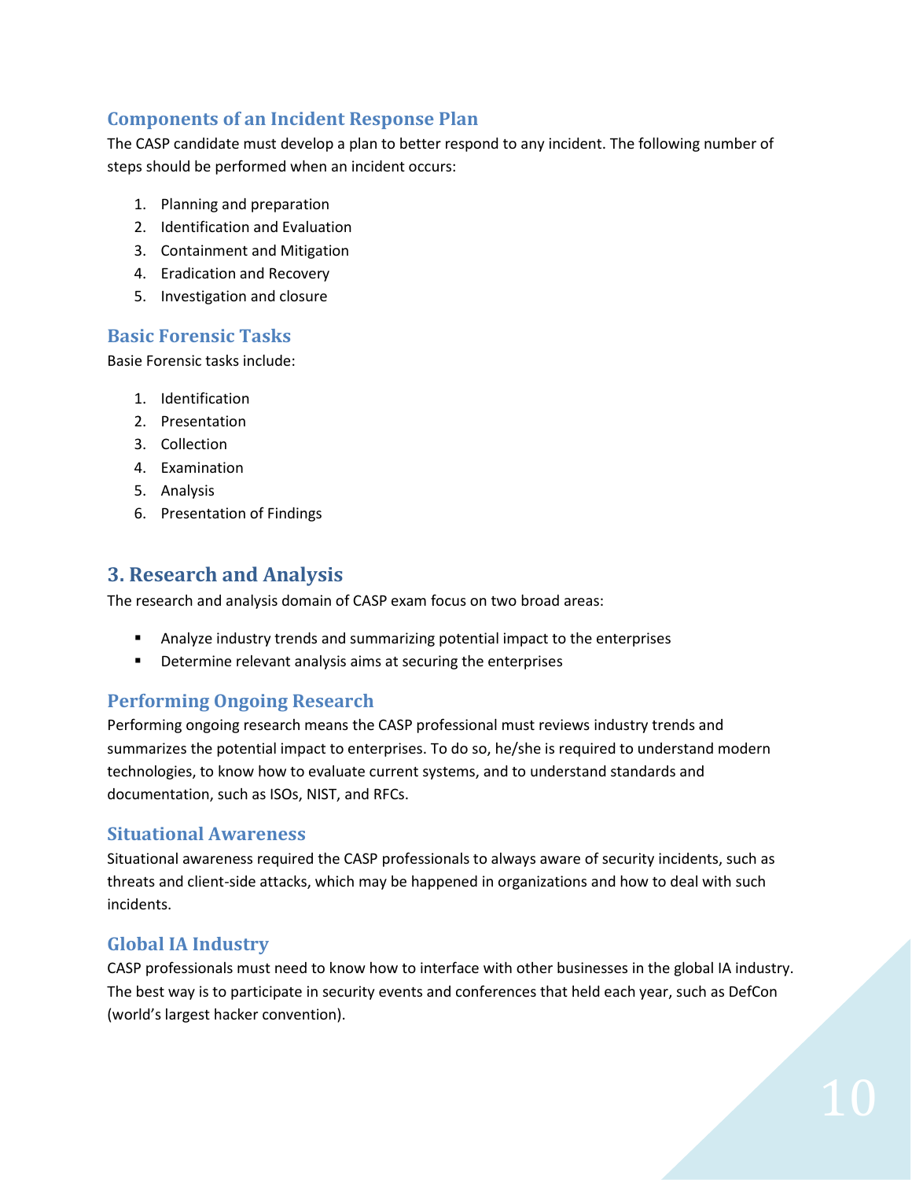### Components of an Incident Response Plan

The CASP candidate must develop a plan to better respond to any incident. The following number of steps should be performed when an incident occurs:

1. Planning and preparation
2. Identification and Evaluation
3. Containment and Mitigation
4. Eradication and Recovery
5. Investigation and closure

### Basic Forensic Tasks

Basie Forensic tasks include:

1. Identification
2. Presentation
3. Collection
4. Examination
5. Analysis
6. Presentation of Findings

## 3. Research and Analysis

The research and analysis domain of CASP exam focus on two broad areas:

- Analyze industry trends and summarizing potential impact to the enterprises
- Determine relevant analysis aims at securing the enterprises

### Performing Ongoing Research

Performing ongoing research means the CASP professional must reviews industry trends and summarizes the potential impact to enterprises. To do so, he/she is required to understand modern technologies, to know how to evaluate current systems, and to understand standards and documentation, such as ISOs, NIST, and RFCs.

### Situational Awareness

Situational awareness required the CASP professionals to always aware of security incidents, such as threats and client-side attacks, which may be happened in organizations and how to deal with such incidents.

### Global IA Industry

CASP professionals must need to know how to interface with other businesses in the global IA industry. The best way is to participate in security events and conferences that held each year, such as DefCon (world's largest hacker convention).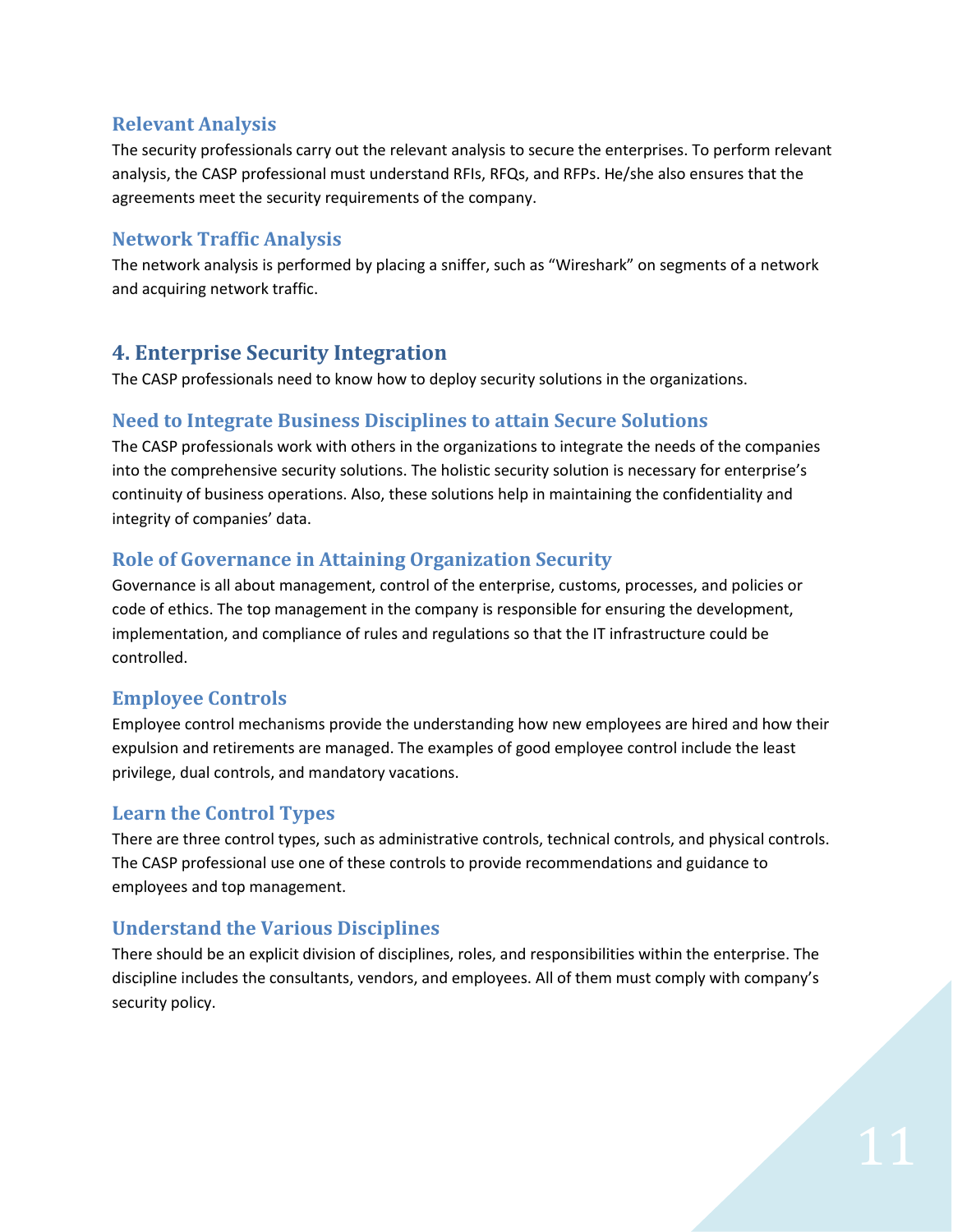### Relevant Analysis

The security professionals carry out the relevant analysis to secure the enterprises. To perform relevant analysis, the CASP professional must understand RFIs, RFQs, and RFPs. He/she also ensures that the agreements meet the security requirements of the company.

### Network Traffic Analysis

The network analysis is performed by placing a sniffer, such as “Wireshark” on segments of a network and acquiring network traffic.

## 4. Enterprise Security Integration

The CASP professionals need to know how to deploy security solutions in the organizations.

### Need to Integrate Business Disciplines to attain Secure Solutions

The CASP professionals work with others in the organizations to integrate the needs of the companies into the comprehensive security solutions. The holistic security solution is necessary for enterprise’s continuity of business operations. Also, these solutions help in maintaining the confidentiality and integrity of companies’ data.

### Role of Governance in Attaining Organization Security

Governance is all about management, control of the enterprise, customs, processes, and policies or code of ethics. The top management in the company is responsible for ensuring the development, implementation, and compliance of rules and regulations so that the IT infrastructure could be controlled.

### Employee Controls

Employee control mechanisms provide the understanding how new employees are hired and how their expulsion and retirements are managed. The examples of good employee control include the least privilege, dual controls, and mandatory vacations.

### Learn the Control Types

There are three control types, such as administrative controls, technical controls, and physical controls. The CASP professional use one of these controls to provide recommendations and guidance to employees and top management.

### Understand the Various Disciplines

There should be an explicit division of disciplines, roles, and responsibilities within the enterprise. The discipline includes the consultants, vendors, and employees. All of them must comply with company’s security policy.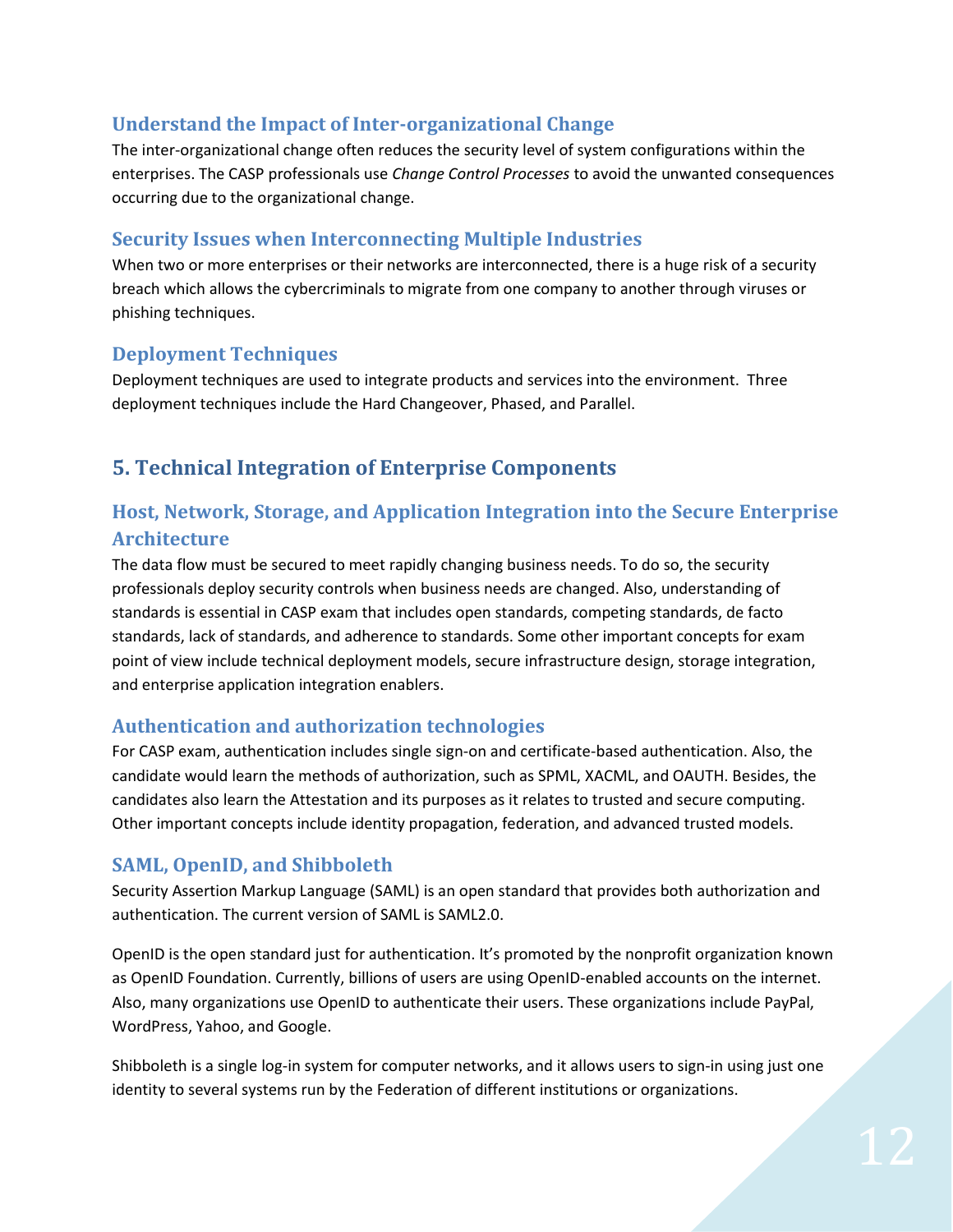### Understand the Impact of Inter-organizational Change

The inter-organizational change often reduces the security level of system configurations within the enterprises. The CASP professionals use *Change Control Processes* to avoid the unwanted consequences occurring due to the organizational change.

### Security Issues when Interconnecting Multiple Industries

When two or more enterprises or their networks are interconnected, there is a huge risk of a security breach which allows the cybercriminals to migrate from one company to another through viruses or phishing techniques.

### Deployment Techniques

Deployment techniques are used to integrate products and services into the environment. Three deployment techniques include the Hard Changeover, Phased, and Parallel.

## 5. Technical Integration of Enterprise Components

### Host, Network, Storage, and Application Integration into the Secure Enterprise Architecture

The data flow must be secured to meet rapidly changing business needs. To do so, the security professionals deploy security controls when business needs are changed. Also, understanding of standards is essential in CASP exam that includes open standards, competing standards, de facto standards, lack of standards, and adherence to standards. Some other important concepts for exam point of view include technical deployment models, secure infrastructure design, storage integration, and enterprise application integration enablers.

### Authentication and authorization technologies

For CASP exam, authentication includes single sign-on and certificate-based authentication. Also, the candidate would learn the methods of authorization, such as SPML, XACML, and OAUTH. Besides, the candidates also learn the Attestation and its purposes as it relates to trusted and secure computing. Other important concepts include identity propagation, federation, and advanced trusted models.

### SAML, OpenID, and Shibboleth

Security Assertion Markup Language (SAML) is an open standard that provides both authorization and authentication. The current version of SAML is SAML2.0.

OpenID is the open standard just for authentication. It's promoted by the nonprofit organization known as OpenID Foundation. Currently, billions of users are using OpenID-enabled accounts on the internet. Also, many organizations use OpenID to authenticate their users. These organizations include PayPal, WordPress, Yahoo, and Google.

Shibboleth is a single log-in system for computer networks, and it allows users to sign-in using just one identity to several systems run by the Federation of different institutions or organizations.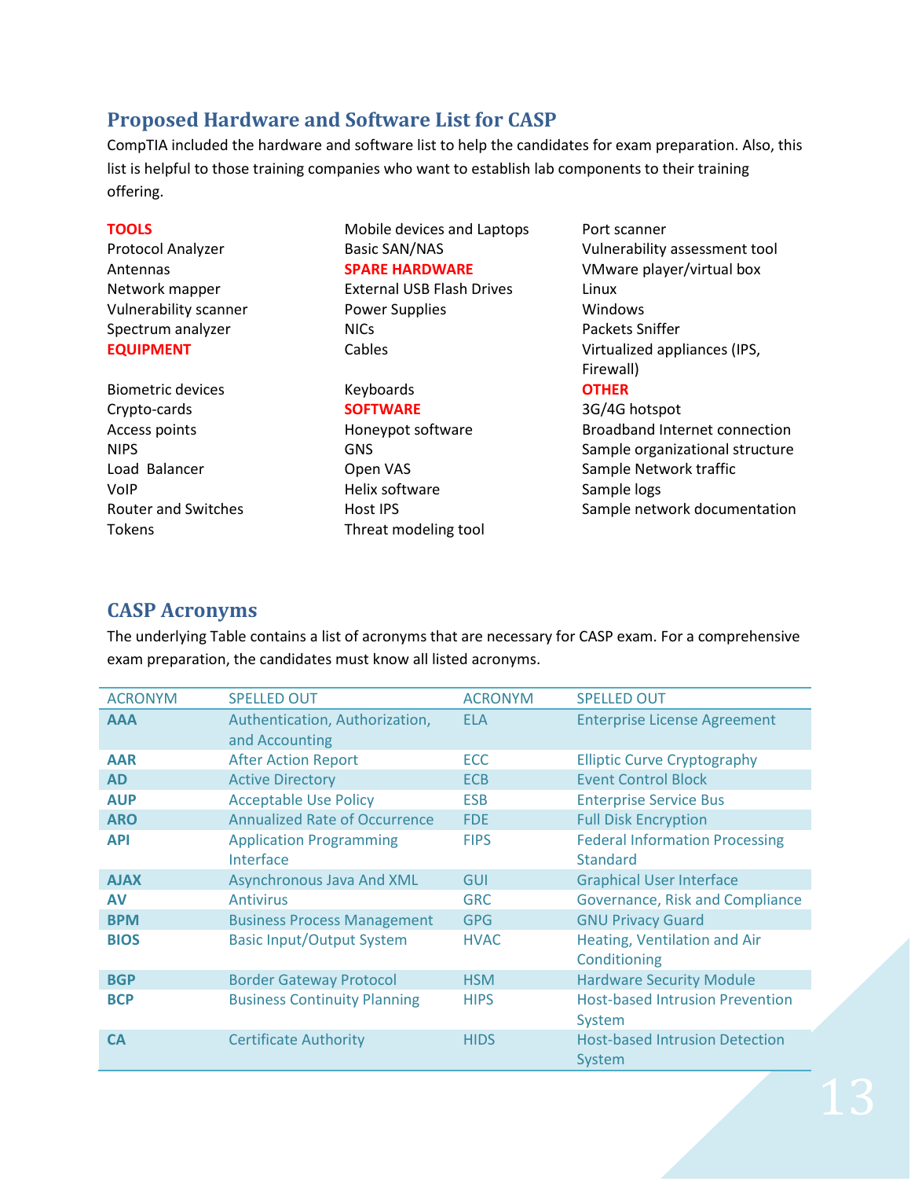## Proposed Hardware and Software List for CASP

CompTIA included the hardware and software list to help the candidates for exam preparation. Also, this list is helpful to those training companies who want to establish lab components to their training offering.

**TOOLS**

- Protocol Analyzer
- Antennas
- Network mapper
- Vulnerability scanner
- Spectrum analyzer

**EQUIPMENT**

- Biometric devices
- Crypto-cards
- Access points
- NIPS
- Load Balancer
- VoIP
- Router and Switches
- Tokens
- Mobile devices and Laptops
- Basic SAN/NAS

**SPARE HARDWARE**

- External USB Flash Drives
- Power Supplies
- NICs
- Cables
- Keyboards

**SOFTWARE**

- Honeypot software
- GNS
- Open VAS
- Helix software
- Host IPS
- Threat modeling tool
- Port scanner
- Vulnerability assessment tool
- VMware player/virtual box
- Linux
- Windows
- Packets Sniffer
- Virtualized appliances (IPS, Firewall)

**OTHER**

- 3G/4G hotspot
- Broadband Internet connection
- Sample organizational structure
- Sample Network traffic
- Sample logs
- Sample network documentation

## CASP Acronyms

The underlying Table contains a list of acronyms that are necessary for CASP exam. For a comprehensive exam preparation, the candidates must know all listed acronyms.

| ACRONYM | SPELLED OUT | ACRONYM | SPELLED OUT |
|---|---|---|---|
| **AAA** | Authentication, Authorization, and Accounting | ELA | Enterprise License Agreement |
| **AAR** | After Action Report | ECC | Elliptic Curve Cryptography |
| **AD** | Active Directory | ECB | Event Control Block |
| **AUP** | Acceptable Use Policy | ESB | Enterprise Service Bus |
| **ARO** | Annualized Rate of Occurrence | FDE | Full Disk Encryption |
| **API** | Application Programming Interface | FIPS | Federal Information Processing Standard |
| **AJAX** | Asynchronous Java And XML | GUI | Graphical User Interface |
| **AV** | Antivirus | GRC | Governance, Risk and Compliance |
| **BPM** | Business Process Management | GPG | GNU Privacy Guard |
| **BIOS** | Basic Input/Output System | HVAC | Heating, Ventilation and Air Conditioning |
| **BGP** | Border Gateway Protocol | HSM | Hardware Security Module |
| **BCP** | Business Continuity Planning | HIPS | Host-based Intrusion Prevention System |
| **CA** | Certificate Authority | HIDS | Host-based Intrusion Detection System |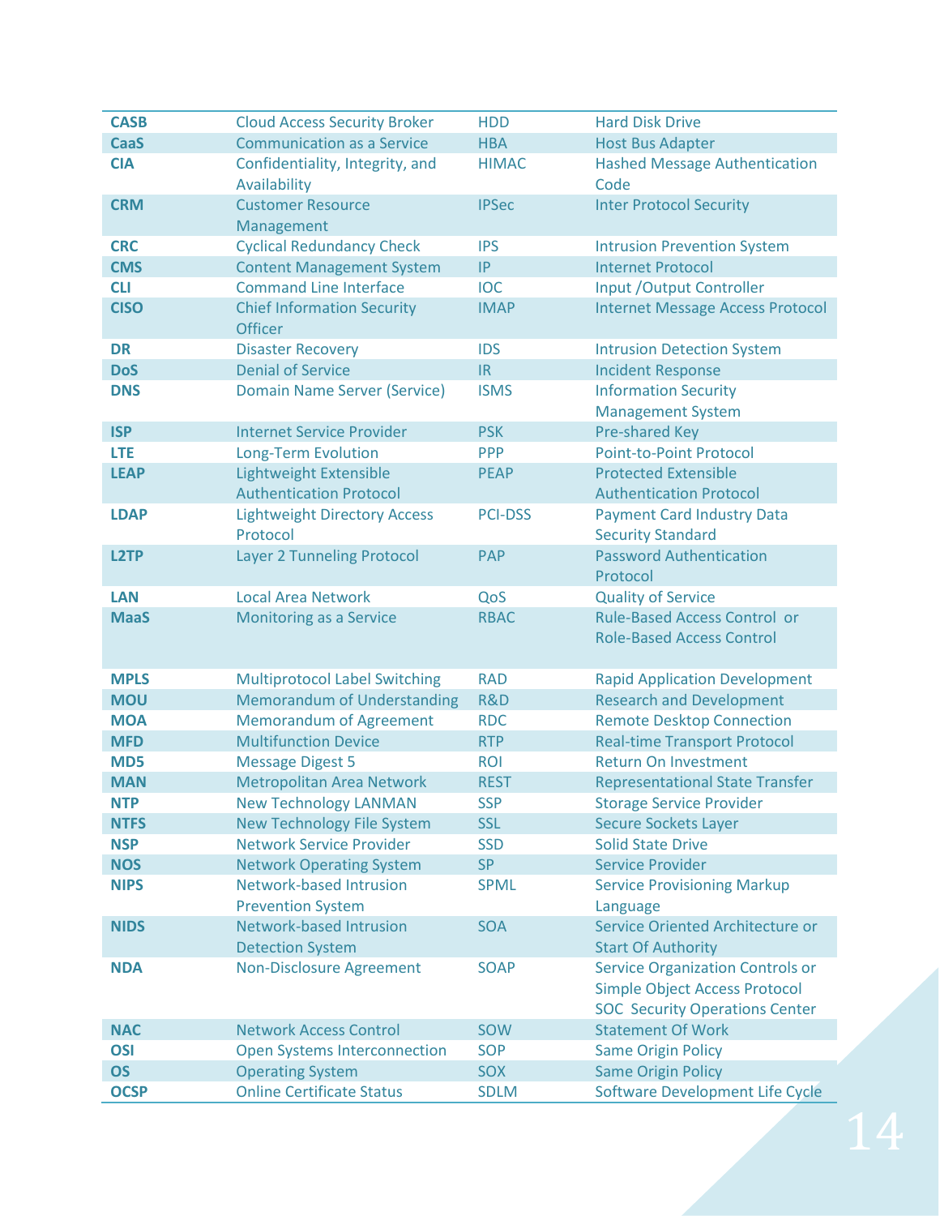| | | | |
|---|---|---|---|
| **CASB** | Cloud Access Security Broker | HDD | Hard Disk Drive |
| **CaaS** | Communication as a Service | HBA | Host Bus Adapter |
| **CIA** | Confidentiality, Integrity, and Availability | HIMAC | Hashed Message Authentication Code |
| **CRM** | Customer Resource Management | IPSec | Inter Protocol Security |
| **CRC** | Cyclical Redundancy Check | IPS | Intrusion Prevention System |
| **CMS** | Content Management System | IP | Internet Protocol |
| **CLI** | Command Line Interface | IOC | Input /Output Controller |
| **CISO** | Chief Information Security Officer | IMAP | Internet Message Access Protocol |
| **DR** | Disaster Recovery | IDS | Intrusion Detection System |
| **DoS** | Denial of Service | IR | Incident Response |
| **DNS** | Domain Name Server (Service) | ISMS | Information Security Management System |
| **ISP** | Internet Service Provider | PSK | Pre-shared Key |
| **LTE** | Long-Term Evolution | PPP | Point-to-Point Protocol |
| **LEAP** | Lightweight Extensible Authentication Protocol | PEAP | Protected Extensible Authentication Protocol |
| **LDAP** | Lightweight Directory Access Protocol | PCI-DSS | Payment Card Industry Data Security Standard |
| **L2TP** | Layer 2 Tunneling Protocol | PAP | Password Authentication Protocol |
| **LAN** | Local Area Network | QoS | Quality of Service |
| **MaaS** | Monitoring as a Service | RBAC | Rule-Based Access Control or Role-Based Access Control |
| **MPLS** | Multiprotocol Label Switching | RAD | Rapid Application Development |
| **MOU** | Memorandum of Understanding | R&D | Research and Development |
| **MOA** | Memorandum of Agreement | RDC | Remote Desktop Connection |
| **MFD** | Multifunction Device | RTP | Real-time Transport Protocol |
| **MD5** | Message Digest 5 | ROI | Return On Investment |
| **MAN** | Metropolitan Area Network | REST | Representational State Transfer |
| **NTP** | New Technology LANMAN | SSP | Storage Service Provider |
| **NTFS** | New Technology File System | SSL | Secure Sockets Layer |
| **NSP** | Network Service Provider | SSD | Solid State Drive |
| **NOS** | Network Operating System | SP | Service Provider |
| **NIPS** | Network-based Intrusion Prevention System | SPML | Service Provisioning Markup Language |
| **NIDS** | Network-based Intrusion Detection System | SOA | Service Oriented Architecture or Start Of Authority |
| **NDA** | Non-Disclosure Agreement | SOAP | Service Organization Controls or Simple Object Access Protocol SOC Security Operations Center |
| **NAC** | Network Access Control | SOW | Statement Of Work |
| **OSI** | Open Systems Interconnection | SOP | Same Origin Policy |
| **OS** | Operating System | SOX | Same Origin Policy |
| **OCSP** | Online Certificate Status | SDLM | Software Development Life Cycle |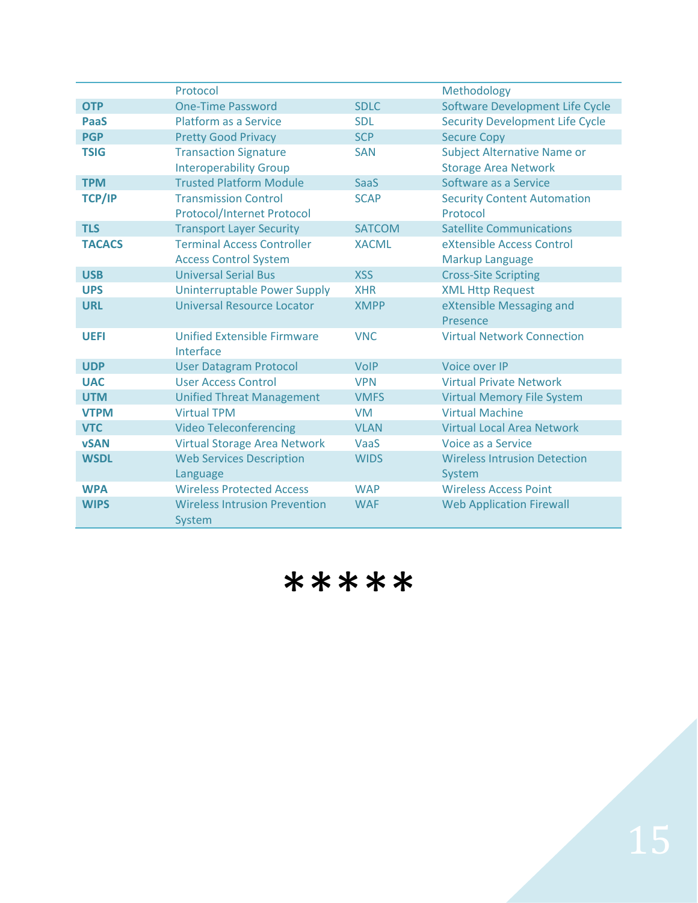| | | | |
|---|---|---|---|
| | Protocol | | Methodology |
| **OTP** | One-Time Password | SDLC | Software Development Life Cycle |
| **PaaS** | Platform as a Service | SDL | Security Development Life Cycle |
| **PGP** | Pretty Good Privacy | SCP | Secure Copy |
| **TSIG** | Transaction Signature Interoperability Group | SAN | Subject Alternative Name or Storage Area Network |
| **TPM** | Trusted Platform Module | SaaS | Software as a Service |
| **TCP/IP** | Transmission Control Protocol/Internet Protocol | SCAP | Security Content Automation Protocol |
| **TLS** | Transport Layer Security | SATCOM | Satellite Communications |
| **TACACS** | Terminal Access Controller Access Control System | XACML | eXtensible Access Control Markup Language |
| **USB** | Universal Serial Bus | XSS | Cross-Site Scripting |
| **UPS** | Uninterruptable Power Supply | XHR | XML Http Request |
| **URL** | Universal Resource Locator | XMPP | eXtensible Messaging and Presence |
| **UEFI** | Unified Extensible Firmware Interface | VNC | Virtual Network Connection |
| **UDP** | User Datagram Protocol | VoIP | Voice over IP |
| **UAC** | User Access Control | VPN | Virtual Private Network |
| **UTM** | Unified Threat Management | VMFS | Virtual Memory File System |
| **VTPM** | Virtual TPM | VM | Virtual Machine |
| **VTC** | Video Teleconferencing | VLAN | Virtual Local Area Network |
| **vSAN** | Virtual Storage Area Network | VaaS | Voice as a Service |
| **WSDL** | Web Services Description Language | WIDS | Wireless Intrusion Detection System |
| **WPA** | Wireless Protected Access | WAP | Wireless Access Point |
| **WIPS** | Wireless Intrusion Prevention System | WAF | Web Application Firewall |

*****